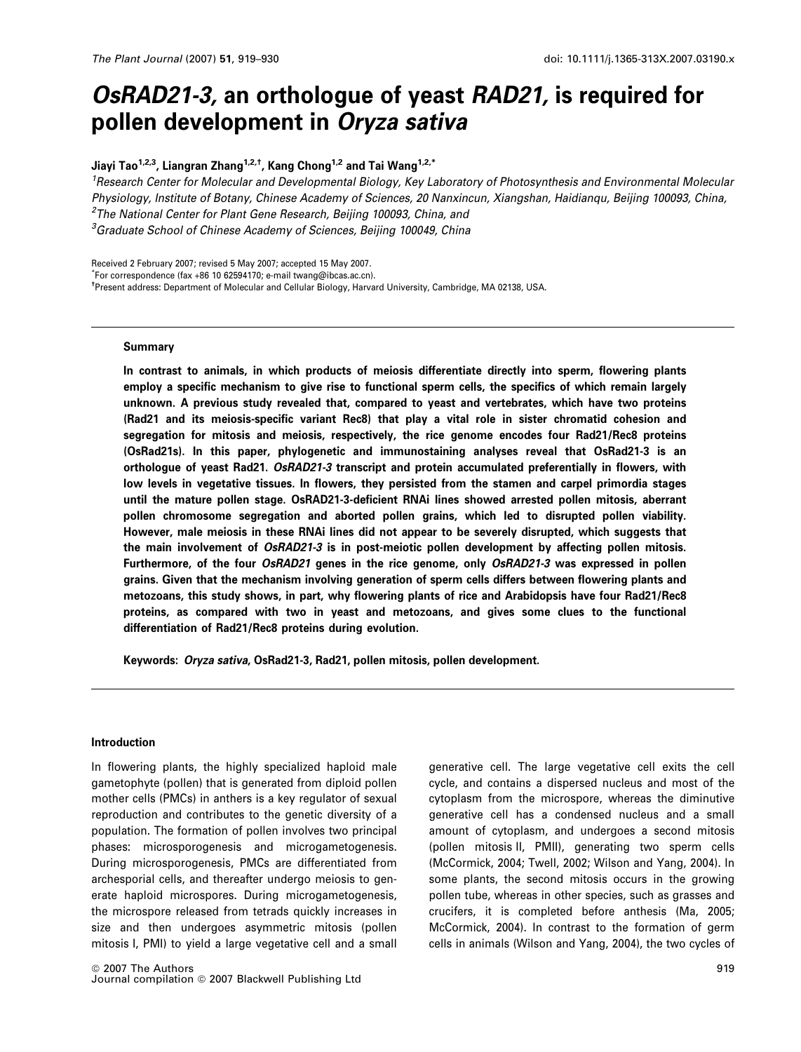# *OsRAD21-3,* an orthologue of yeast *RAD21,* is required for pollen development in *Oryza sativa*

**Jiayi Tao[1,2,3], Liangran Zhang[1,2,†], Kang Chong[1,2] and Tai Wang[1,2,*]**

[1]Research Center for Molecular and Developmental Biology, Key Laboratory of Photosynthesis and Environmental Molecular Physiology, Institute of Botany, Chinese Academy of Sciences, 20 Nanxincun, Xiangshan, Haidianqu, Beijing 100093, China,
[2]The National Center for Plant Gene Research, Beijing 100093, China, and
[3]Graduate School of Chinese Academy of Sciences, Beijing 100049, China

Received 2 February 2007; revised 5 May 2007; accepted 15 May 2007.
*For correspondence (fax +86 10 62594170; e-mail twang@ibcas.ac.cn).
†Present address: Department of Molecular and Cellular Biology, Harvard University, Cambridge, MA 02138, USA.

## Summary

**In contrast to animals, in which products of meiosis differentiate directly into sperm, flowering plants employ a specific mechanism to give rise to functional sperm cells, the specifics of which remain largely unknown. A previous study revealed that, compared to yeast and vertebrates, which have two proteins (Rad21 and its meiosis-specific variant Rec8) that play a vital role in sister chromatid cohesion and segregation for mitosis and meiosis, respectively, the rice genome encodes four Rad21/Rec8 proteins (OsRad21s). In this paper, phylogenetic and immunostaining analyses reveal that OsRad21-3 is an orthologue of yeast Rad21. *OsRAD21-3* transcript and protein accumulated preferentially in flowers, with low levels in vegetative tissues. In flowers, they persisted from the stamen and carpel primordia stages until the mature pollen stage. OsRAD21-3-deficient RNAi lines showed arrested pollen mitosis, aberrant pollen chromosome segregation and aborted pollen grains, which led to disrupted pollen viability. However, male meiosis in these RNAi lines did not appear to be severely disrupted, which suggests that the main involvement of *OsRAD21-3* is in post-meiotic pollen development by affecting pollen mitosis. Furthermore, of the four *OsRAD21* genes in the rice genome, only *OsRAD21-3* was expressed in pollen grains. Given that the mechanism involving generation of sperm cells differs between flowering plants and metozoans, this study shows, in part, why flowering plants of rice and Arabidopsis have four Rad21/Rec8 proteins, as compared with two in yeast and metozoans, and gives some clues to the functional differentiation of Rad21/Rec8 proteins during evolution.**

**Keywords:** ***Oryza sativa*, OsRad21-3, Rad21, pollen mitosis, pollen development.**

## Introduction

In flowering plants, the highly specialized haploid male gametophyte (pollen) that is generated from diploid pollen mother cells (PMCs) in anthers is a key regulator of sexual reproduction and contributes to the genetic diversity of a population. The formation of pollen involves two principal phases: microsporogenesis and microgametogenesis. During microsporogenesis, PMCs are differentiated from archesporial cells, and thereafter undergo meiosis to generate haploid microspores. During microgametogenesis, the microspore released from tetrads quickly increases in size and then undergoes asymmetric mitosis (pollen mitosis I, PMI) to yield a large vegetative cell and a small generative cell. The large vegetative cell exits the cell cycle, and contains a dispersed nucleus and most of the cytoplasm from the microspore, whereas the diminutive generative cell has a condensed nucleus and a small amount of cytoplasm, and undergoes a second mitosis (pollen mitosis II, PMII), generating two sperm cells (McCormick, 2004; Twell, 2002; Wilson and Yang, 2004). In some plants, the second mitosis occurs in the growing pollen tube, whereas in other species, such as grasses and crucifers, it is completed before anthesis (Ma, 2005; McCormick, 2004). In contrast to the formation of germ cells in animals (Wilson and Yang, 2004), the two cycles of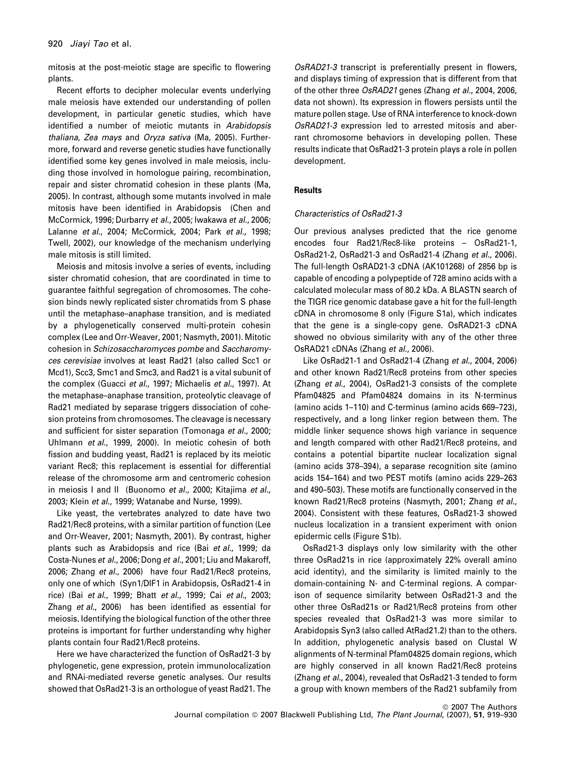mitosis at the post-meiotic stage are specific to flowering plants.

Recent efforts to decipher molecular events underlying male meiosis have extended our understanding of pollen development, in particular genetic studies, which have identified a number of meiotic mutants in *Arabidopsis thaliana*, *Zea mays* and *Oryza sativa* (Ma, 2005). Furthermore, forward and reverse genetic studies have functionally identified some key genes involved in male meiosis, including those involved in homologue pairing, recombination, repair and sister chromatid cohesion in these plants (Ma, 2005). In contrast, although some mutants involved in male mitosis have been identified in Arabidopsis (Chen and McCormick, 1996; Durbarry *et al.*, 2005; Iwakawa *et al.*, 2006; Lalanne *et al.*, 2004; McCormick, 2004; Park *et al.*, 1998; Twell, 2002), our knowledge of the mechanism underlying male mitosis is still limited.

Meiosis and mitosis involve a series of events, including sister chromatid cohesion, that are coordinated in time to guarantee faithful segregation of chromosomes. The cohesion binds newly replicated sister chromatids from S phase until the metaphase–anaphase transition, and is mediated by a phylogenetically conserved multi-protein cohesin complex (Lee and Orr-Weaver, 2001; Nasmyth, 2001). Mitotic cohesion in *Schizosaccharomyces pombe* and *Saccharomyces cerevisiae* involves at least Rad21 (also called Scc1 or Mcd1), Scc3, Smc1 and Smc3, and Rad21 is a vital subunit of the complex (Guacci *et al.*, 1997; Michaelis *et al.*, 1997). At the metaphase–anaphase transition, proteolytic cleavage of Rad21 mediated by separase triggers dissociation of cohesion proteins from chromosomes. The cleavage is necessary and sufficient for sister separation (Tomonaga *et al.*, 2000; Uhlmann *et al.*, 1999, 2000). In meiotic cohesin of both fission and budding yeast, Rad21 is replaced by its meiotic variant Rec8; this replacement is essential for differential release of the chromosome arm and centromeric cohesion in meiosis I and II (Buonomo *et al.*, 2000; Kitajima *et al.*, 2003; Klein *et al.*, 1999; Watanabe and Nurse, 1999).

Like yeast, the vertebrates analyzed to date have two Rad21/Rec8 proteins, with a similar partition of function (Lee and Orr-Weaver, 2001; Nasmyth, 2001). By contrast, higher plants such as Arabidopsis and rice (Bai *et al.*, 1999; da Costa-Nunes *et al.*, 2006; Dong *et al.*, 2001; Liu and Makaroff, 2006; Zhang *et al.*, 2006) have four Rad21/Rec8 proteins, only one of which (Syn1/DIF1 in Arabidopsis, OsRad21-4 in rice) (Bai *et al.*, 1999; Bhatt *et al.*, 1999; Cai *et al.*, 2003; Zhang *et al.*, 2006) has been identified as essential for meiosis. Identifying the biological function of the other three proteins is important for further understanding why higher plants contain four Rad21/Rec8 proteins.

Here we have characterized the function of OsRad21-3 by phylogenetic, gene expression, protein immunolocalization and RNAi-mediated reverse genetic analyses. Our results showed that OsRad21-3 is an orthologue of yeast Rad21. The *OsRAD21-3* transcript is preferentially present in flowers, and displays timing of expression that is different from that of the other three *OsRAD21* genes (Zhang *et al.*, 2004, 2006, data not shown). Its expression in flowers persists until the mature pollen stage. Use of RNA interference to knock-down *OsRAD21-3* expression led to arrested mitosis and aberrant chromosome behaviors in developing pollen. These results indicate that OsRad21-3 protein plays a role in pollen development.

## Results

### Characteristics of OsRad21-3

Our previous analyses predicted that the rice genome encodes four Rad21/Rec8-like proteins – OsRad21-1, OsRad21-2, OsRad21-3 and OsRad21-4 (Zhang *et al.*, 2006). The full-length OsRAD21-3 cDNA (AK101268) of 2856 bp is capable of encoding a polypeptide of 728 amino acids with a calculated molecular mass of 80.2 kDa. A BLASTN search of the TIGR rice genomic database gave a hit for the full-length cDNA in chromosome 8 only (Figure S1a), which indicates that the gene is a single-copy gene. OsRAD21-3 cDNA showed no obvious similarity with any of the other three OsRAD21 cDNAs (Zhang *et al.*, 2006).

Like OsRad21-1 and OsRad21-4 (Zhang *et al.*, 2004, 2006) and other known Rad21/Rec8 proteins from other species (Zhang *et al.*, 2004), OsRad21-3 consists of the complete Pfam04825 and Pfam04824 domains in its N-terminus (amino acids 1–110) and C-terminus (amino acids 669–723), respectively, and a long linker region between them. The middle linker sequence shows high variance in sequence and length compared with other Rad21/Rec8 proteins, and contains a potential bipartite nuclear localization signal (amino acids 378–394), a separase recognition site (amino acids 154–164) and two PEST motifs (amino acids 229–263 and 490–503). These motifs are functionally conserved in the known Rad21/Rec8 proteins (Nasmyth, 2001; Zhang *et al.*, 2004). Consistent with these features, OsRad21-3 showed nucleus localization in a transient experiment with onion epidermic cells (Figure S1b).

OsRad21-3 displays only low similarity with the other three OsRad21s in rice (approximately 22% overall amino acid identity), and the similarity is limited mainly to the domain-containing N- and C-terminal regions. A comparison of sequence similarity between OsRad21-3 and the other three OsRad21s or Rad21/Rec8 proteins from other species revealed that OsRad21-3 was more similar to Arabidopsis Syn3 (also called AtRad21.2) than to the others. In addition, phylogenetic analysis based on Clustal W alignments of N-terminal Pfam04825 domain regions, which are highly conserved in all known Rad21/Rec8 proteins (Zhang *et al.*, 2004), revealed that OsRad21-3 tended to form a group with known members of the Rad21 subfamily from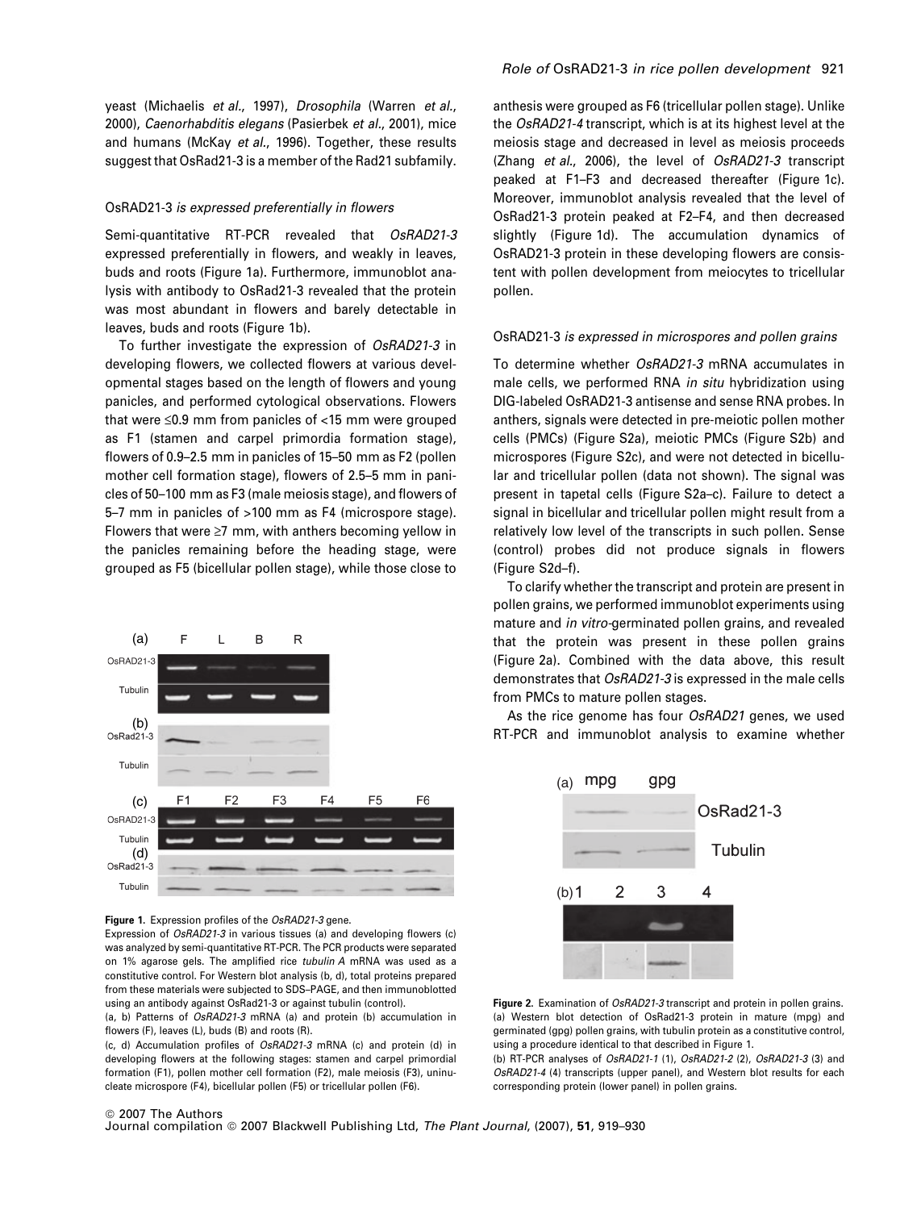yeast (Michaelis *et al.*, 1997), *Drosophila* (Warren *et al.*, 2000), *Caenorhabditis elegans* (Pasierbek *et al.*, 2001), mice and humans (McKay *et al.*, 1996). Together, these results suggest that OsRad21-3 is a member of the Rad21 subfamily.

### OsRAD21-3 *is expressed preferentially in flowers*

Semi-quantitative RT-PCR revealed that *OsRAD21-3* expressed preferentially in flowers, and weakly in leaves, buds and roots (Figure 1a). Furthermore, immunoblot analysis with antibody to OsRad21-3 revealed that the protein was most abundant in flowers and barely detectable in leaves, buds and roots (Figure 1b).

To further investigate the expression of *OsRAD21-3* in developing flowers, we collected flowers at various developmental stages based on the length of flowers and young panicles, and performed cytological observations. Flowers that were ≤0.9 mm from panicles of <15 mm were grouped as F1 (stamen and carpel primordia formation stage), flowers of 0.9–2.5 mm in panicles of 15–50 mm as F2 (pollen mother cell formation stage), flowers of 2.5–5 mm in panicles of 50–100 mm as F3 (male meiosis stage), and flowers of 5–7 mm in panicles of >100 mm as F4 (microspore stage). Flowers that were ≥7 mm, with anthers becoming yellow in the panicles remaining before the heading stage, were grouped as F5 (bicellular pollen stage), while those close to anthesis were grouped as F6 (tricellular pollen stage). Unlike the *OsRAD21-4* transcript, which is at its highest level at the meiosis stage and decreased in level as meiosis proceeds (Zhang *et al.*, 2006), the level of *OsRAD21-3* transcript peaked at F1–F3 and decreased thereafter (Figure 1c). Moreover, immunoblot analysis revealed that the level of OsRad21-3 protein peaked at F2–F4, and then decreased slightly (Figure 1d). The accumulation dynamics of OsRad21-3 protein in these developing flowers are consistent with pollen development from meiocytes to tricellular pollen.

### OsRAD21-3 *is expressed in microspores and pollen grains*

To determine whether *OsRAD21-3* mRNA accumulates in male cells, we performed RNA *in situ* hybridization using DIG-labeled OsRAD21-3 antisense and sense RNA probes. In anthers, signals were detected in pre-meiotic pollen mother cells (PMCs) (Figure S2a), meiotic PMCs (Figure S2b) and microspores (Figure S2c), and were not detected in bicellular and tricellular pollen (data not shown). The signal was present in tapetal cells (Figure S2a–c). Failure to detect a signal in bicellular and tricellular pollen might result from a relatively low level of the transcripts in such pollen. Sense (control) probes did not produce signals in flowers (Figure S2d–f).

To clarify whether the transcript and protein are present in pollen grains, we performed immunoblot experiments using mature and *in vitro*-germinated pollen grains, and revealed that the protein was present in these pollen grains (Figure 2a). Combined with the data above, this result demonstrates that *OsRAD21-3* is expressed in the male cells from PMCs to mature pollen stages.

As the rice genome has four *OsRAD21* genes, we used RT-PCR and immunoblot analysis to examine whether

**Figure 1.** Expression profiles of the *OsRAD21-3* gene.
Expression of *OsRAD21-3* in various tissues (a) and developing flowers (c) was analyzed by semi-quantitative RT-PCR. The PCR products were separated on 1% agarose gels. The amplified rice *tubulin A* mRNA was used as a constitutive control. For Western blot analysis (b, d), total proteins prepared from these materials were subjected to SDS–PAGE, and then immunoblotted using an antibody against OsRad21-3 or against tubulin (control).
(a, b) Patterns of *OsRAD21-3* mRNA (a) and protein (b) accumulation in flowers (F), leaves (L), buds (B) and roots (R).
(c, d) Accumulation profiles of *OsRAD21-3* mRNA (c) and protein (d) in developing flowers at the following stages: stamen and carpel primordial formation (F1), pollen mother cell formation (F2), male meiosis (F3), uninucleate microspore (F4), bicellular pollen (F5) or tricellular pollen (F6).

**Figure 2.** Examination of *OsRAD21-3* transcript and protein in pollen grains.
(a) Western blot detection of OsRad21-3 protein in mature (mpg) and germinated (gpg) pollen grains, with tubulin protein as a constitutive control, using a procedure identical to that described in Figure 1.
(b) RT-PCR analyses of *OsRAD21-1* (1), *OsRAD21-2* (2), *OsRAD21-3* (3) and *OsRAD21-4* (4) transcripts (upper panel), and Western blot results for each corresponding protein (lower panel) in pollen grains.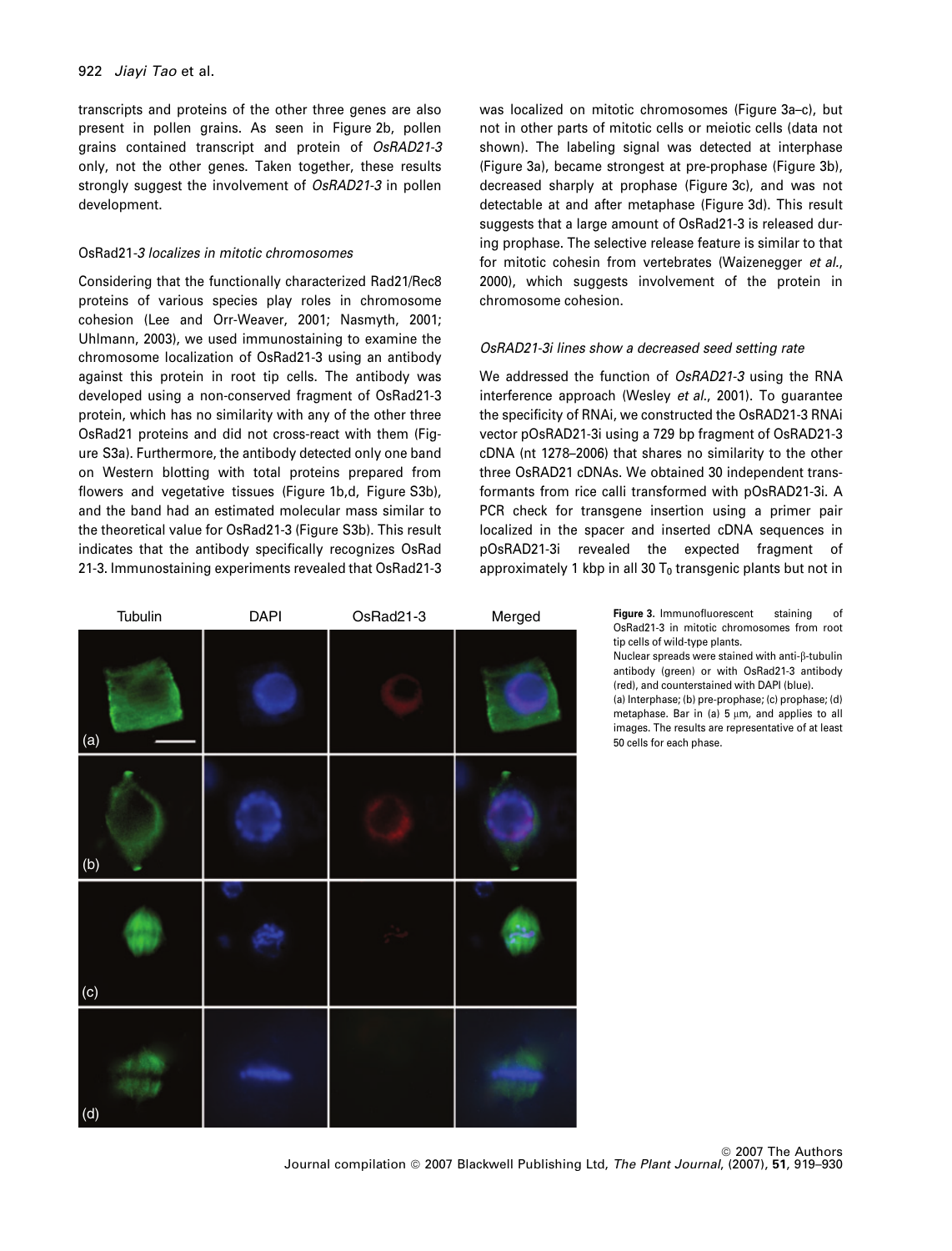transcripts and proteins of the other three genes are also present in pollen grains. As seen in Figure 2b, pollen grains contained transcript and protein of *OsRAD21-3* only, not the other genes. Taken together, these results strongly suggest the involvement of *OsRAD21-3* in pollen development.

### OsRad21-*3 localizes in mitotic chromosomes*

Considering that the functionally characterized Rad21/Rec8 proteins of various species play roles in chromosome cohesion (Lee and Orr-Weaver, 2001; Nasmyth, 2001; Uhlmann, 2003), we used immunostaining to examine the chromosome localization of OsRad21-3 using an antibody against this protein in root tip cells. The antibody was developed using a non-conserved fragment of OsRad21-3 protein, which has no similarity with any of the other three OsRad21 proteins and did not cross-react with them (Figure S3a). Furthermore, the antibody detected only one band on Western blotting with total proteins prepared from flowers and vegetative tissues (Figure 1b,d, Figure S3b), and the band had an estimated molecular mass similar to the theoretical value for OsRad21-3 (Figure S3b). This result indicates that the antibody specifically recognizes OsRad 21-3. Immunostaining experiments revealed that OsRad21-3 was localized on mitotic chromosomes (Figure 3a–c), but not in other parts of mitotic cells or meiotic cells (data not shown). The labeling signal was detected at interphase (Figure 3a), became strongest at pre-prophase (Figure 3b), decreased sharply at prophase (Figure 3c), and was not detectable at and after metaphase (Figure 3d). This result suggests that a large amount of OsRad21-3 is released during prophase. The selective release feature is similar to that for mitotic cohesin from vertebrates (Waizenegger *et al.*, 2000), which suggests involvement of the protein in chromosome cohesion.

### *OsRAD21-3i lines show a decreased seed setting rate*

We addressed the function of *OsRAD21-3* using the RNA interference approach (Wesley *et al.*, 2001). To guarantee the specificity of RNAi, we constructed the OsRAD21-3 RNAi vector pOsRAD21-3i using a 729 bp fragment of OsRAD21-3 cDNA (nt 1278–2006) that shares no similarity to the other three OsRAD21 cDNAs. We obtained 30 independent transformants from rice calli transformed with pOsRAD21-3i. A PCR check for transgene insertion using a primer pair localized in the spacer and inserted cDNA sequences in pOsRAD21-3i revealed the expected fragment of approximately 1 kbp in all 30 $T_0$ transgenic plants but not in

**Figure 3.** Immunofluorescent staining of OsRad21-3 in mitotic chromosomes from root tip cells of wild-type plants.
Nuclear spreads were stained with anti-β-tubulin antibody (green) or with OsRad21-3 antibody (red), and counterstained with DAPI (blue).
(a) Interphase; (b) pre-prophase; (c) prophase; (d) metaphase. Bar in (a) 5 μm, and applies to all images. The results are representative of at least 50 cells for each phase.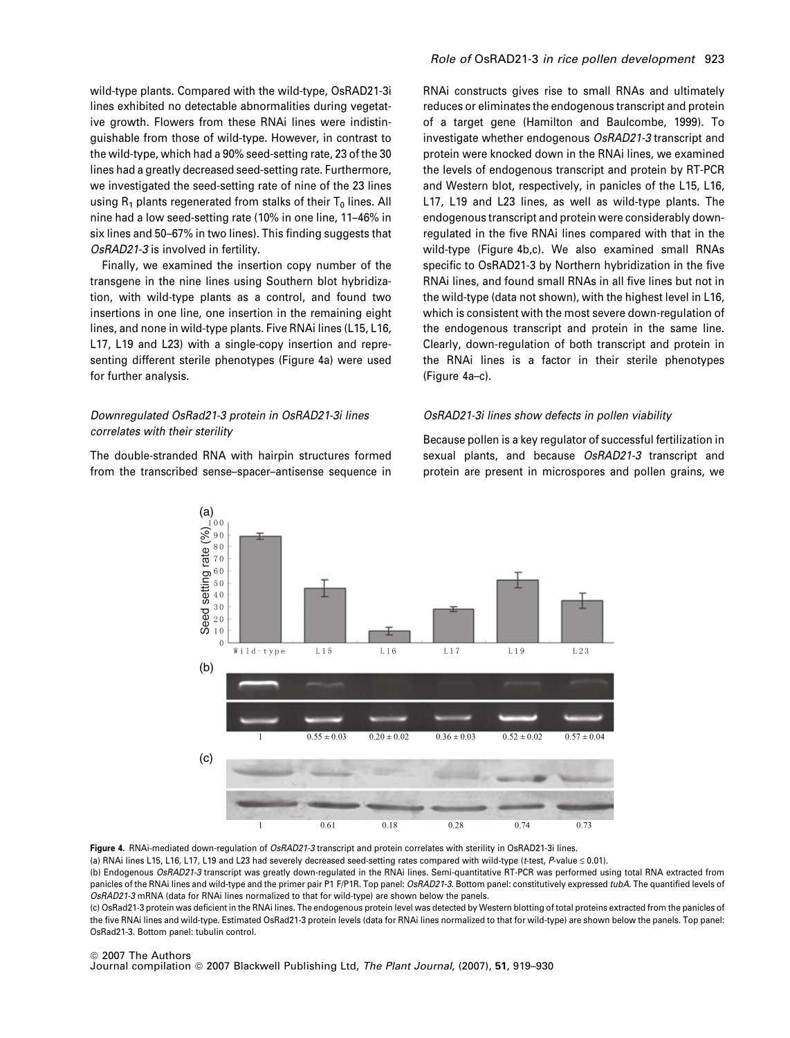wild-type plants. Compared with the wild-type, OsRAD21-3i lines exhibited no detectable abnormalities during vegetative growth. Flowers from these RNAi lines were indistinguishable from those of wild-type. However, in contrast to the wild-type, which had a 90% seed-setting rate, 23 of the 30 lines had a greatly decreased seed-setting rate. Furthermore, we investigated the seed-setting rate of nine of the 23 lines using $R_1$ plants regenerated from stalks of their $T_0$ lines. All nine had a low seed-setting rate (10% in one line, 11–46% in six lines and 50–67% in two lines). This finding suggests that *OsRAD21-3* is involved in fertility.

Finally, we examined the insertion copy number of the transgene in the nine lines using Southern blot hybridization, with wild-type plants as a control, and found two insertions in one line, one insertion in the remaining eight lines, and none in wild-type plants. Five RNAi lines (L15, L16, L17, L19 and L23) with a single-copy insertion and representing different sterile phenotypes (Figure 4a) were used for further analysis.

### *Downregulated OsRad21-3 protein in OsRAD21-3i lines correlates with their sterility*

The double-stranded RNA with hairpin structures formed from the transcribed sense–spacer–antisense sequence in RNAi constructs gives rise to small RNAs and ultimately reduces or eliminates the endogenous transcript and protein of a target gene (Hamilton and Baulcombe, 1999). To investigate whether endogenous *OsRAD21-3* transcript and protein were knocked down in the RNAi lines, we examined the levels of endogenous transcript and protein by RT-PCR and Western blot, respectively, in panicles of the L15, L16, L17, L19 and L23 lines, as well as wild-type plants. The endogenous transcript and protein were considerably down-regulated in the five RNAi lines compared with that in the wild-type (Figure 4b,c). We also examined small RNAs specific to OsRAD21-3 by Northern hybridization in the five RNAi lines, and found small RNAs in all five lines but not in the wild-type (data not shown), with the highest level in L16, which is consistent with the most severe down-regulation of the endogenous transcript and protein in the same line. Clearly, down-regulation of both transcript and protein in the RNAi lines is a factor in their sterile phenotypes (Figure 4a–c).

### *OsRAD21-3i lines show defects in pollen viability*

Because pollen is a key regulator of successful fertilization in sexual plants, and because *OsRAD21-3* transcript and protein are present in microspores and pollen grains, we

**Figure 4.** RNAi-mediated down-regulation of *OsRAD21-3* transcript and protein correlates with sterility in OsRAD21-3i lines.

(a) RNAi lines L15, L16, L17, L19 and L23 had severely decreased seed-setting rates compared with wild-type ($t$-test, $P$-value ≤ 0.01).

(b) Endogenous *OsRAD21-3* transcript was greatly down-regulated in the RNAi lines. Semi-quantitative RT-PCR was performed using total RNA extracted from panicles of the RNAi lines and wild-type and the primer pair P1 F/P1R. Top panel: *OsRAD21-3*. Bottom panel: constitutively expressed *tubA*. The quantified levels of *OsRAD21-3* mRNA (data for RNAi lines normalized to that for wild-type) are shown below the panels.

(c) OsRad21-3 protein was deficient in the RNAi lines. The endogenous protein level was detected by Western blotting of total proteins extracted from the panicles of the five RNAi lines and wild-type. Estimated OsRad21-3 protein levels (data for RNAi lines normalized to that for wild-type) are shown below the panels. Top panel: OsRad21-3. Bottom panel: tubulin control.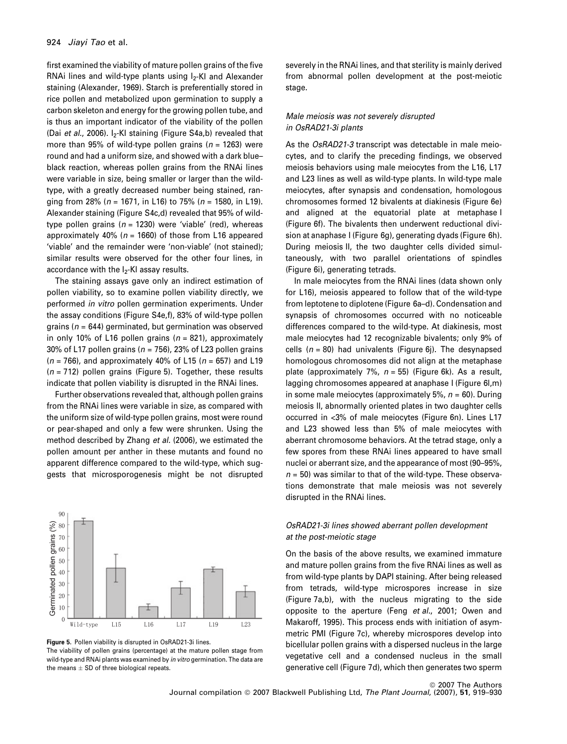first examined the viability of mature pollen grains of the five RNAi lines and wild-type plants using $I_2$-KI and Alexander staining (Alexander, 1969). Starch is preferentially stored in rice pollen and metabolized upon germination to supply a carbon skeleton and energy for the growing pollen tube, and is thus an important indicator of the viability of the pollen (Dai *et al.*, 2006). $I_2$-KI staining (Figure S4a,b) revealed that more than 95% of wild-type pollen grains ($n = 1263$) were round and had a uniform size, and showed with a dark blue–black reaction, whereas pollen grains from the RNAi lines were variable in size, being smaller or larger than the wild-type, with a greatly decreased number being stained, ranging from 28% ($n = 1671$, in L16) to 75% ($n = 1580$, in L19). Alexander staining (Figure S4c,d) revealed that 95% of wild-type pollen grains ($n = 1230$) were 'viable' (red), whereas approximately 40% ($n = 1660$) of those from L16 appeared 'viable' and the remainder were 'non-viable' (not stained); similar results were observed for the other four lines, in accordance with the $I_2$-KI assay results.

The staining assays gave only an indirect estimation of pollen viability, so to examine pollen viability directly, we performed *in vitro* pollen germination experiments. Under the assay conditions (Figure S4e,f), 83% of wild-type pollen grains ($n = 644$) germinated, but germination was observed in only 10% of L16 pollen grains ($n = 821$), approximately 30% of L17 pollen grains ($n = 756$), 23% of L23 pollen grains ($n = 766$), and approximately 40% of L15 ($n = 657$) and L19 ($n = 712$) pollen grains (Figure 5). Together, these results indicate that pollen viability is disrupted in the RNAi lines.

Further observations revealed that, although pollen grains from the RNAi lines were variable in size, as compared with the uniform size of wild-type pollen grains, most were round or pear-shaped and only a few were shrunken. Using the method described by Zhang *et al.* (2006), we estimated the pollen amount per anther in these mutants and found no apparent difference compared to the wild-type, which suggests that microsporogenesis might be not disrupted severely in the RNAi lines, and that sterility is mainly derived from abnormal pollen development at the post-meiotic stage.

**Figure 5.** Pollen viability is disrupted in OsRAD21-3i lines.
The viability of pollen grains (percentage) at the mature pollen stage from wild-type and RNAi plants was examined by *in vitro* germination. The data are the means ± SD of three biological repeats.

### *Male meiosis was not severely disrupted in OsRAD21-3i plants*

As the *OsRAD21-3* transcript was detectable in male meiocytes, and to clarify the preceding findings, we observed meiosis behaviors using male meiocytes from the L16, L17 and L23 lines as well as wild-type plants. In wild-type male meiocytes, after synapsis and condensation, homologous chromosomes formed 12 bivalents at diakinesis (Figure 6e) and aligned at the equatorial plate at metaphase I (Figure 6f). The bivalents then underwent reductional division at anaphase I (Figure 6g), generating dyads (Figure 6h). During meiosis II, the two daughter cells divided simultaneously, with two parallel orientations of spindles (Figure 6i), generating tetrads.

In male meiocytes from the RNAi lines (data shown only for L16), meiosis appeared to follow that of the wild-type from leptotene to diplotene (Figure 6a–d). Condensation and synapsis of chromosomes occurred with no noticeable differences compared to the wild-type. At diakinesis, most male meiocytes had 12 recognizable bivalents; only 9% of cells ($n = 80$) had univalents (Figure 6j). The desynapsed homologous chromosomes did not align at the metaphase plate (approximately 7%, $n = 55$) (Figure 6k). As a result, lagging chromosomes appeared at anaphase I (Figure 6l,m) in some male meiocytes (approximately 5%, $n = 60$). During meiosis II, abnormally oriented plates in two daughter cells occurred in <3% of male meiocytes (Figure 6n). Lines L17 and L23 showed less than 5% of male meiocytes with aberrant chromosome behaviors. At the tetrad stage, only a few spores from these RNAi lines appeared to have small nuclei or aberrant size, and the appearance of most (90–95%, $n = 50$) was similar to that of the wild-type. These observations demonstrate that male meiosis was not severely disrupted in the RNAi lines.

### *OsRAD21-3i lines showed aberrant pollen development at the post-meiotic stage*

On the basis of the above results, we examined immature and mature pollen grains from the five RNAi lines as well as from wild-type plants by DAPI staining. After being released from tetrads, wild-type microspores increase in size (Figure 7a,b), with the nucleus migrating to the side opposite to the aperture (Feng *et al.*, 2001; Owen and Makaroff, 1995). This process ends with initiation of asymmetric PMI (Figure 7c), whereby microspores develop into bicellular pollen grains with a dispersed nucleus in the large vegetative cell and a condensed nucleus in the small generative cell (Figure 7d), which then generates two sperm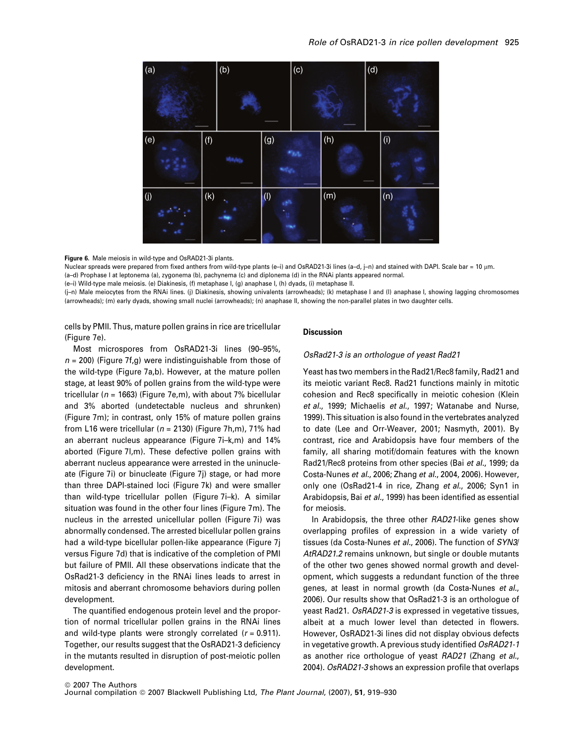**Figure 6.** Male meiosis in wild-type and OsRAD21-3i plants.

Nuclear spreads were prepared from fixed anthers from wild-type plants (e–i) and OsRAD21-3i lines (a–d, j–n) and stained with DAPI. Scale bar = 10 μm.

(a–d) Prophase I at leptonema (a), zygonema (b), pachynema (c) and diplonema (d) in the RNAi plants appeared normal.

(e–i) Wild-type male meiosis. (e) Diakinesis, (f) metaphase I, (g) anaphase I, (h) dyads, (i) metaphase II.

(j–n) Male meiocytes from the RNAi lines. (j) Diakinesis, showing univalents (arrowheads); (k) metaphase I and (l) anaphase I, showing lagging chromosomes (arrowheads); (m) early dyads, showing small nuclei (arrowheads); (n) anaphase II, showing the non-parallel plates in two daughter cells.

cells by PMII. Thus, mature pollen grains in rice are tricellular (Figure 7e).

Most microspores from OsRAD21-3i lines (90–95%, $n = 200$) (Figure 7f,g) were indistinguishable from those of the wild-type (Figure 7a,b). However, at the mature pollen stage, at least 90% of pollen grains from the wild-type were tricellular ($n = 1663$) (Figure 7e,m), with about 7% bicellular and 3% aborted (undetectable nucleus and shrunken) (Figure 7m); in contrast, only 15% of mature pollen grains from L16 were tricellular ($n = 2130$) (Figure 7h,m), 71% had an aberrant nucleus appearance (Figure 7i–k,m) and 14% aborted (Figure 7l,m). These defective pollen grains with aberrant nucleus appearance were arrested in the uninucleate (Figure 7i) or binucleate (Figure 7j) stage, or had more than three DAPI-stained loci (Figure 7k) and were smaller than wild-type tricellular pollen (Figure 7i–k). A similar situation was found in the other four lines (Figure 7m). The nucleus in the arrested unicellular pollen (Figure 7i) was abnormally condensed. The arrested bicellular pollen grains had a wild-type bicellular pollen-like appearance (Figure 7j versus Figure 7d) that is indicative of the completion of PMI but failure of PMII. All these observations indicate that the OsRad21-3 deficiency in the RNAi lines leads to arrest in mitosis and aberrant chromosome behaviors during pollen development.

The quantified endogenous protein level and the proportion of normal tricellular pollen grains in the RNAi lines and wild-type plants were strongly correlated ($r = 0.911$). Together, our results suggest that the OsRAD21-3 deficiency in the mutants resulted in disruption of post-meiotic pollen development.

## Discussion

### *OsRad21-3 is an orthologue of yeast Rad21*

Yeast has two members in the Rad21/Rec8 family, Rad21 and its meiotic variant Rec8. Rad21 functions mainly in mitotic cohesion and Rec8 specifically in meiotic cohesion (Klein *et al.*, 1999; Michaelis *et al.*, 1997; Watanabe and Nurse, 1999). This situation is also found in the vertebrates analyzed to date (Lee and Orr-Weaver, 2001; Nasmyth, 2001). By contrast, rice and Arabidopsis have four members of the family, all sharing motif/domain features with the known Rad21/Rec8 proteins from other species (Bai *et al.*, 1999; da Costa-Nunes *et al.*, 2006; Zhang *et al.*, 2004, 2006). However, only one (OsRad21-4 in rice, Zhang *et al.*, 2006; Syn1 in Arabidopsis, Bai *et al.*, 1999) has been identified as essential for meiosis.

In Arabidopsis, the three other *RAD21*-like genes show overlapping profiles of expression in a wide variety of tissues (da Costa-Nunes *et al.*, 2006). The function of *SYN3/AtRAD21.2* remains unknown, but single or double mutants of the other two genes showed normal growth and development, which suggests a redundant function of the three genes, at least in normal growth (da Costa-Nunes *et al.*, 2006). Our results show that OsRad21-3 is an orthologue of yeast Rad21. *OsRAD21-3* is expressed in vegetative tissues, albeit at a much lower level than detected in flowers. However, OsRAD21-3i lines did not display obvious defects in vegetative growth. A previous study identified *OsRAD21-1* as another rice orthologue of yeast *RAD21* (Zhang *et al.*, 2004). *OsRAD21-3* shows an expression profile that overlaps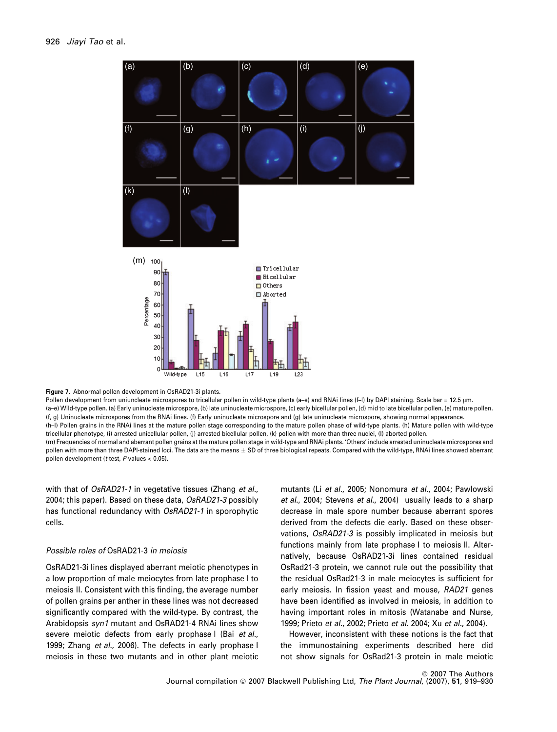**Figure 7.** Abnormal pollen development in OsRAD21-3i plants.

Pollen development from uniuncleate microspores to tricellular pollen in wild-type plants (a–e) and RNAi lines (f–l) by DAPI staining. Scale bar = 12.5 μm.

(a–e) Wild-type pollen. (a) Early uninucleate microspore, (b) late uninucleate microspore, (c) early bicellular pollen, (d) mid to late bicellular pollen, (e) mature pollen.

(f, g) Uninucleate microspores from the RNAi lines. (f) Early uninucleate microspore and (g) late uninucleate microspore, showing normal appearance.

(h–l) Pollen grains in the RNAi lines at the mature pollen stage corresponding to the mature pollen phase of wild-type plants. (h) Mature pollen with wild-type tricellular phenotype, (i) arrested unicellular pollen, (j) arrested bicellular pollen, (k) pollen with more than three nuclei, (l) aborted pollen.

(m) Frequencies of normal and aberrant pollen grains at the mature pollen stage in wild-type and RNAi plants. 'Others' include arrested uninucleate microspores and pollen with more than three DAPI-stained loci. The data are the means ± SD of three biological repeats. Compared with the wild-type, RNAi lines showed aberrant pollen development (*t*-test, *P*-values < 0.05).

with that of *OsRAD21-1* in vegetative tissues (Zhang *et al.*, 2004; this paper). Based on these data, *OsRAD21-3* possibly has functional redundancy with *OsRAD21-1* in sporophytic cells.

### *Possible roles of* OsRAD21-3 *in meiosis*

OsRAD21-3i lines displayed aberrant meiotic phenotypes in a low proportion of male meiocytes from late prophase I to meiosis II. Consistent with this finding, the average number of pollen grains per anther in these lines was not decreased significantly compared with the wild-type. By contrast, the Arabidopsis *syn1* mutant and OsRAD21-4 RNAi lines show severe meiotic defects from early prophase I (Bai *et al.*, 1999; Zhang *et al.*, 2006). The defects in early prophase I meiosis in these two mutants and in other plant meiotic mutants (Li *et al.*, 2005; Nonomura *et al.*, 2004; Pawlowski *et al.*, 2004; Stevens *et al.*, 2004) usually leads to a sharp decrease in male spore number because aberrant spores derived from the defects die early. Based on these observations, *OsRAD21-3* is possibly implicated in meiosis but functions mainly from late prophase I to meiosis II. Alternatively, because OsRAD21-3i lines contained residual OsRad21-3 protein, we cannot rule out the possibility that the residual OsRad21-3 in male meiocytes is sufficient for early meiosis. In fission yeast and mouse, *RAD21* genes have been identified as involved in meiosis, in addition to having important roles in mitosis (Watanabe and Nurse, 1999; Prieto *et al.*, 2002; Prieto *et al.* 2004; Xu *et al.*, 2004).

However, inconsistent with these notions is the fact that the immunostaining experiments described here did not show signals for OsRad21-3 protein in male meiotic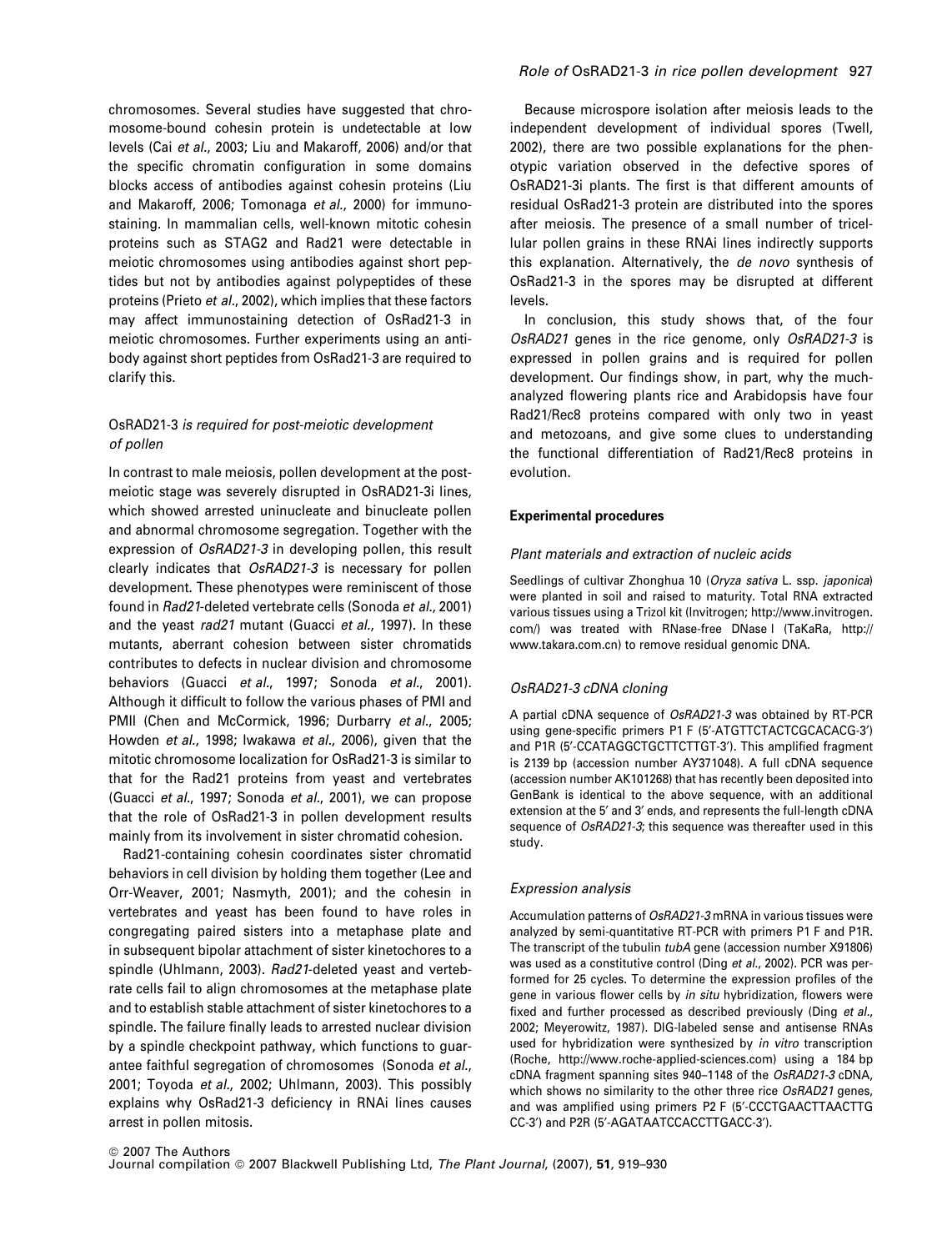chromosomes. Several studies have suggested that chromosome-bound cohesin protein is undetectable at low levels (Cai *et al.*, 2003; Liu and Makaroff, 2006) and/or that the specific chromatin configuration in some domains blocks access of antibodies against cohesin proteins (Liu and Makaroff, 2006; Tomonaga *et al.*, 2000) for immunostaining. In mammalian cells, well-known mitotic cohesin proteins such as STAG2 and Rad21 were detectable in meiotic chromosomes using antibodies against short peptides but not by antibodies against polypeptides of these proteins (Prieto *et al.*, 2002), which implies that these factors may affect immunostaining detection of OsRad21-3 in meiotic chromosomes. Further experiments using an antibody against short peptides from OsRad21-3 are required to clarify this.

### OsRAD21-3 *is required for post-meiotic development of pollen*

In contrast to male meiosis, pollen development at the post-meiotic stage was severely disrupted in OsRAD21-3i lines, which showed arrested uninucleate and binucleate pollen and abnormal chromosome segregation. Together with the expression of *OsRAD21-3* in developing pollen, this result clearly indicates that *OsRAD21-3* is necessary for pollen development. These phenotypes were reminiscent of those found in *Rad21*-deleted vertebrate cells (Sonoda *et al.*, 2001) and the yeast *rad21* mutant (Guacci *et al.*, 1997). In these mutants, aberrant cohesion between sister chromatids contributes to defects in nuclear division and chromosome behaviors (Guacci *et al.*, 1997; Sonoda *et al.*, 2001). Although it difficult to follow the various phases of PMI and PMII (Chen and McCormick, 1996; Durbarry *et al.*, 2005; Howden *et al.*, 1998; Iwakawa *et al.*, 2006), given that the mitotic chromosome localization for OsRad21-3 is similar to that for the Rad21 proteins from yeast and vertebrates (Guacci *et al.*, 1997; Sonoda *et al.*, 2001), we can propose that the role of OsRad21-3 in pollen development results mainly from its involvement in sister chromatid cohesion.

Rad21-containing cohesin coordinates sister chromatid behaviors in cell division by holding them together (Lee and Orr-Weaver, 2001; Nasmyth, 2001); and the cohesin in vertebrates and yeast has been found to have roles in congregating paired sisters into a metaphase plate and in subsequent bipolar attachment of sister kinetochores to a spindle (Uhlmann, 2003). *Rad21*-deleted yeast and vertebrate cells fail to align chromosomes at the metaphase plate and to establish stable attachment of sister kinetochores to a spindle. The failure finally leads to arrested nuclear division by a spindle checkpoint pathway, which functions to guarantee faithful segregation of chromosomes (Sonoda *et al.*, 2001; Toyoda *et al.*, 2002; Uhlmann, 2003). This possibly explains why OsRad21-3 deficiency in RNAi lines causes arrest in pollen mitosis.

Because microspore isolation after meiosis leads to the independent development of individual spores (Twell, 2002), there are two possible explanations for the phenotypic variation observed in the defective spores of OsRAD21-3i plants. The first is that different amounts of residual OsRad21-3 protein are distributed into the spores after meiosis. The presence of a small number of tricellular pollen grains in these RNAi lines indirectly supports this explanation. Alternatively, the *de novo* synthesis of OsRad21-3 in the spores may be disrupted at different levels.

In conclusion, this study shows that, of the four *OsRAD21* genes in the rice genome, only *OsRAD21-3* is expressed in pollen grains and is required for pollen development. Our findings show, in part, why the much-analyzed flowering plants rice and Arabidopsis have four Rad21/Rec8 proteins compared with only two in yeast and metozoans, and give some clues to understanding the functional differentiation of Rad21/Rec8 proteins in evolution.

## Experimental procedures

### *Plant materials and extraction of nucleic acids*

Seedlings of cultivar Zhonghua 10 (*Oryza sativa* L. ssp. *japonica*) were planted in soil and raised to maturity. Total RNA extracted various tissues using a Trizol kit (Invitrogen; http://www.invitrogen.com/) was treated with RNase-free DNase I (TaKaRa, http://www.takara.com.cn) to remove residual genomic DNA.

### *OsRAD21-3 cDNA cloning*

A partial cDNA sequence of *OsRAD21-3* was obtained by RT-PCR using gene-specific primers P1 F (5′-ATGTTCTACTCGCACACG-3′) and P1R (5′-CCATAGGCTGCTTCTTGT-3′). This amplified fragment is 2139 bp (accession number AY371048). A full cDNA sequence (accession number AK101268) that has recently been deposited into GenBank is identical to the above sequence, with an additional extension at the 5′ and 3′ ends, and represents the full-length cDNA sequence of *OsRAD21-3*; this sequence was thereafter used in this study.

### *Expression analysis*

Accumulation patterns of *OsRAD21-3* mRNA in various tissues were analyzed by semi-quantitative RT-PCR with primers P1 F and P1R. The transcript of the tubulin *tubA* gene (accession number X91806) was used as a constitutive control (Ding *et al.*, 2002). PCR was performed for 25 cycles. To determine the expression profiles of the gene in various flower cells by *in situ* hybridization, flowers were fixed and further processed as described previously (Ding *et al.*, 2002; Meyerowitz, 1987). DIG-labeled sense and antisense RNAs used for hybridization were synthesized by *in vitro* transcription (Roche, http://www.roche-applied-sciences.com) using a 184 bp cDNA fragment spanning sites 940–1148 of the *OsRAD21-3* cDNA, which shows no similarity to the other three rice *OsRAD21* genes, and was amplified using primers P2 F (5′-CCCTGAACTTAACTTG CC-3′) and P2R (5′-AGATAATCCACCTTGACC-3′).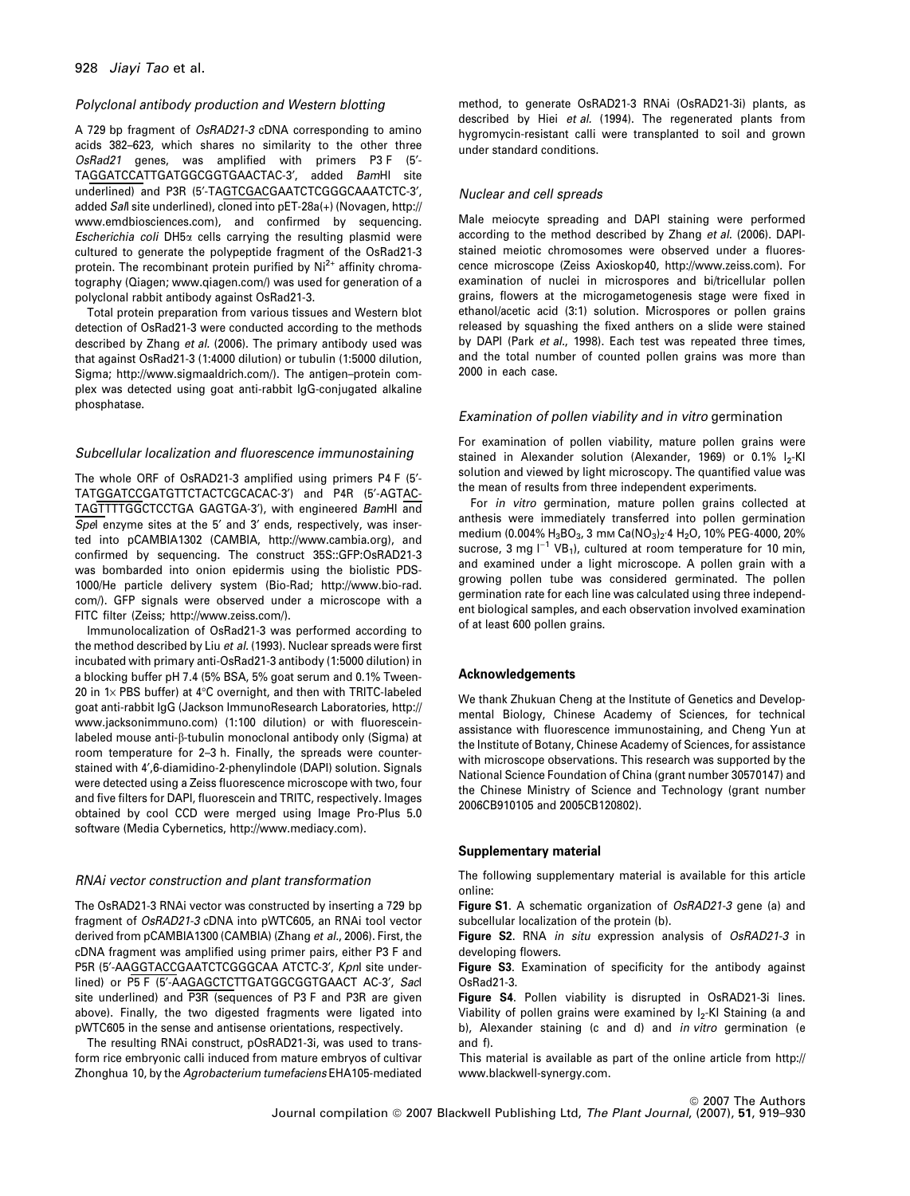### *Polyclonal antibody production and Western blotting*

A 729 bp fragment of *OsRAD21-3* cDNA corresponding to amino acids 382–623, which shares no similarity to the other three *OsRad21* genes, was amplified with primers P3 F (5′-TAGGATCCATTGATGGCGGTGAACTAC-3′, added *Bam*HI site underlined) and P3R (5′-TAGTCGACGAATCTCGGGCAAATCTC-3′, added *Sal*I site underlined), cloned into pET-28a(+) (Novagen, http://www.emdbiosciences.com), and confirmed by sequencing. *Escherichia coli* DH5α cells carrying the resulting plasmid were cultured to generate the polypeptide fragment of the OsRad21-3 protein. The recombinant protein purified by $Ni^{2+}$ affinity chromatography (Qiagen; www.qiagen.com/) was used for generation of a polyclonal rabbit antibody against OsRad21-3.

Total protein preparation from various tissues and Western blot detection of OsRad21-3 were conducted according to the methods described by Zhang *et al.* (2006). The primary antibody used was that against OsRad21-3 (1:4000 dilution) or tubulin (1:5000 dilution, Sigma; http://www.sigmaaldrich.com/). The antigen–protein complex was detected using goat anti-rabbit IgG-conjugated alkaline phosphatase.

### *Subcellular localization and fluorescence immunostaining*

The whole ORF of OsRAD21-3 amplified using primers P4 F (5′-TATGGATCCGATGTTCTACTCGCACAC-3′) and P4R (5′-AGTACTAGTTTTGGCTCCTGA GAGTGA-3′), with engineered *Bam*HI and *Spe*I enzyme sites at the 5′ and 3′ ends, respectively, was inserted into pCAMBIA1302 (CAMBIA, http://www.cambia.org), and confirmed by sequencing. The construct 35S::GFP:OsRAD21-3 was bombarded into onion epidermis using the biolistic PDS-1000/He particle delivery system (Bio-Rad; http://www.bio-rad.com/). GFP signals were observed under a microscope with a FITC filter (Zeiss; http://www.zeiss.com/).

Immunolocalization of OsRad21-3 was performed according to the method described by Liu *et al.* (1993). Nuclear spreads were first incubated with primary anti-OsRad21-3 antibody (1:5000 dilution) in a blocking buffer pH 7.4 (5% BSA, 5% goat serum and 0.1% Tween-20 in 1× PBS buffer) at 4°C overnight, and then with TRITC-labeled goat anti-rabbit IgG (Jackson ImmunoResearch Laboratories, http://www.jacksonimmuno.com) (1:100 dilution) or with fluorescein-labeled mouse anti-β-tubulin monoclonal antibody only (Sigma) at room temperature for 2–3 h. Finally, the spreads were counterstained with 4′,6-diamidino-2-phenylindole (DAPI) solution. Signals were detected using a Zeiss fluorescence microscope with two, four and five filters for DAPI, fluorescein and TRITC, respectively. Images obtained by cool CCD were merged using Image Pro-Plus 5.0 software (Media Cybernetics, http://www.mediacy.com).

### *RNAi vector construction and plant transformation*

The OsRAD21-3 RNAi vector was constructed by inserting a 729 bp fragment of *OsRAD21-3* cDNA into pWTC605, an RNAi tool vector derived from pCAMBIA1300 (CAMBIA) (Zhang *et al.*, 2006). First, the cDNA fragment was amplified using primer pairs, either P3 F and P5R (5′-AAGGTACCGAATCTCGGGCAA ATCTC-3′, *Kpn*I site underlined) or P5 F (5′-AAGAGCTCTTGATGGCGGTGAACT AC-3′, *Sac*I site underlined) and P3R (sequences of P3 F and P3R are given above). Finally, the two digested fragments were ligated into pWTC605 in the sense and antisense orientations, respectively.

The resulting RNAi construct, pOsRAD21-3i, was used to transform rice embryonic calli induced from mature embryos of cultivar Zhonghua 10, by the *Agrobacterium tumefaciens* EHA105-mediated method, to generate OsRAD21-3 RNAi (OsRAD21-3i) plants, as described by Hiei *et al.* (1994). The regenerated plants from hygromycin-resistant calli were transplanted to soil and grown under standard conditions.

### *Nuclear and cell spreads*

Male meiocyte spreading and DAPI staining were performed according to the method described by Zhang *et al.* (2006). DAPI-stained meiotic chromosomes were observed under a fluorescence microscope (Zeiss Axioskop40, http://www.zeiss.com). For examination of nuclei in microspores and bi/tricellular pollen grains, flowers at the microgametogenesis stage were fixed in ethanol/acetic acid (3:1) solution. Microspores or pollen grains released by squashing the fixed anthers on a slide were stained by DAPI (Park *et al.*, 1998). Each test was repeated three times, and the total number of counted pollen grains was more than 2000 in each case.

### *Examination of pollen viability and in vitro germination*

For examination of pollen viability, mature pollen grains were stained in Alexander solution (Alexander, 1969) or 0.1% $I_2$-KI solution and viewed by light microscopy. The quantified value was the mean of results from three independent experiments.

For *in vitro* germination, mature pollen grains collected at anthesis were immediately transferred into pollen germination medium (0.004% $H_3BO_3$, 3 mM $Ca(NO_3)_2 \cdot 4\ H_2O$, 10% PEG-4000, 20% sucrose, 3 mg $l^{-1}$ $VB_1$), cultured at room temperature for 10 min, and examined under a light microscope. A pollen grain with a growing pollen tube was considered germinated. The pollen germination rate for each line was calculated using three independent biological samples, and each observation involved examination of at least 600 pollen grains.

## Acknowledgements

We thank Zhukuan Cheng at the Institute of Genetics and Developmental Biology, Chinese Academy of Sciences, for technical assistance with fluorescence immunostaining, and Cheng Yun at the Institute of Botany, Chinese Academy of Sciences, for assistance with microscope observations. This research was supported by the National Science Foundation of China (grant number 30570147) and the Chinese Ministry of Science and Technology (grant number 2006CB910105 and 2005CB120802).

## Supplementary material

The following supplementary material is available for this article online:

**Figure S1**. A schematic organization of *OsRAD21-3* gene (a) and subcellular localization of the protein (b).

**Figure S2**. RNA *in situ* expression analysis of *OsRAD21-3* in developing flowers.

**Figure S3**. Examination of specificity for the antibody against OsRad21-3.

**Figure S4**. Pollen viability is disrupted in OsRAD21-3i lines. Viability of pollen grains were examined by $I_2$-KI Staining (a and b), Alexander staining (c and d) and *in vitro* germination (e and f).

This material is available as part of the online article from http://www.blackwell-synergy.com.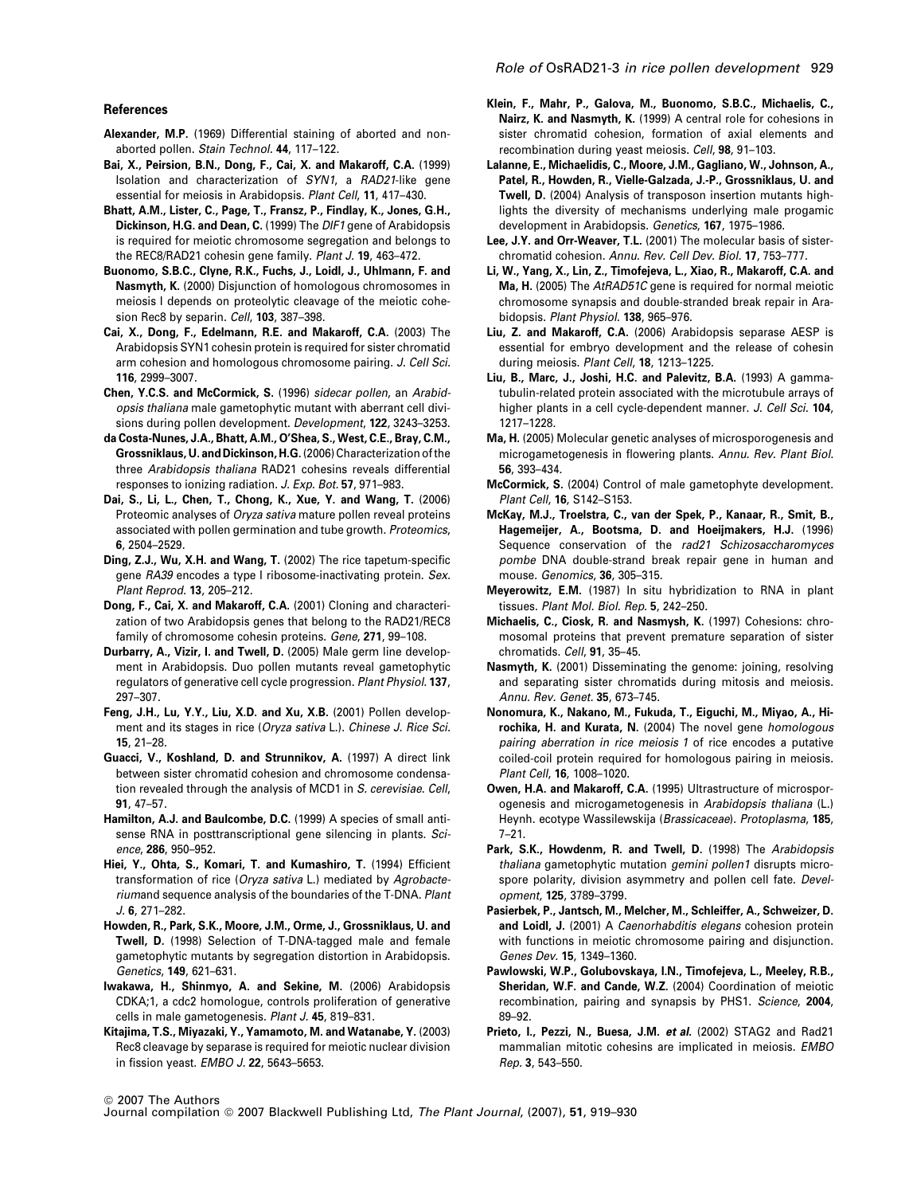## References

**Alexander, M.P.** (1969) Differential staining of aborted and non-aborted pollen. *Stain Technol.* **44**, 117–122.

**Bai, X., Peirsion, B.N., Dong, F., Cai, X. and Makaroff, C.A.** (1999) Isolation and characterization of *SYN1*, a *RAD21*-like gene essential for meiosis in Arabidopsis. *Plant Cell*, **11**, 417–430.

**Bhatt, A.M., Lister, C., Page, T., Fransz, P., Findlay, K., Jones, G.H., Dickinson, H.G. and Dean, C.** (1999) The *DIF1* gene of Arabidopsis is required for meiotic chromosome segregation and belongs to the REC8/RAD21 cohesin gene family. *Plant J.* **19**, 463–472.

**Buonomo, S.B.C., Clyne, R.K., Fuchs, J., Loidl, J., Uhlmann, F. and Nasmyth, K.** (2000) Disjunction of homologous chromosomes in meiosis I depends on proteolytic cleavage of the meiotic cohesion Rec8 by separin. *Cell*, **103**, 387–398.

**Cai, X., Dong, F., Edelmann, R.E. and Makaroff, C.A.** (2003) The Arabidopsis SYN1 cohesin protein is required for sister chromatid arm cohesion and homologous chromosome pairing. *J. Cell Sci.* **116**, 2999–3007.

**Chen, Y.C.S. and McCormick, S.** (1996) *sidecar pollen*, an *Arabidopsis thaliana* male gametophytic mutant with aberrant cell divisions during pollen development. *Development*, **122**, 3243–3253.

**da Costa-Nunes, J.A., Bhatt, A.M., O'Shea, S., West, C.E., Bray, C.M., Grossniklaus, U. and Dickinson, H.G.** (2006) Characterization of the three *Arabidopsis thaliana* RAD21 cohesins reveals differential responses to ionizing radiation. *J. Exp. Bot.* **57**, 971–983.

**Dai, S., Li, L., Chen, T., Chong, K., Xue, Y. and Wang, T.** (2006) Proteomic analyses of *Oryza sativa* mature pollen reveal proteins associated with pollen germination and tube growth. *Proteomics*, **6**, 2504–2529.

**Ding, Z.J., Wu, X.H. and Wang, T.** (2002) The rice tapetum-specific gene *RA39* encodes a type I ribosome-inactivating protein. *Sex. Plant Reprod.* **13**, 205–212.

**Dong, F., Cai, X. and Makaroff, C.A.** (2001) Cloning and characterization of two Arabidopsis genes that belong to the RAD21/REC8 family of chromosome cohesin proteins. *Gene*, **271**, 99–108.

**Durbarry, A., Vizir, I. and Twell, D.** (2005) Male germ line development in Arabidopsis. Duo pollen mutants reveal gametophytic regulators of generative cell cycle progression. *Plant Physiol.* **137**, 297–307.

**Feng, J.H., Lu, Y.Y., Liu, X.D. and Xu, X.B.** (2001) Pollen development and its stages in rice (*Oryza sativa* L.). *Chinese J. Rice Sci.* **15**, 21–28.

**Guacci, V., Koshland, D. and Strunnikov, A.** (1997) A direct link between sister chromatid cohesion and chromosome condensation revealed through the analysis of MCD1 in *S. cerevisiae*. *Cell*, **91**, 47–57.

**Hamilton, A.J. and Baulcombe, D.C.** (1999) A species of small antisense RNA in posttranscriptional gene silencing in plants. *Science*, **286**, 950–952.

**Hiei, Y., Ohta, S., Komari, T. and Kumashiro, T.** (1994) Efficient transformation of rice (*Oryza sativa* L.) mediated by *Agrobacterium*and sequence analysis of the boundaries of the T-DNA. *Plant J.* **6**, 271–282.

**Howden, R., Park, S.K., Moore, J.M., Orme, J., Grossniklaus, U. and Twell, D.** (1998) Selection of T-DNA-tagged male and female gametophytic mutants by segregation distortion in Arabidopsis. *Genetics*, **149**, 621–631.

**Iwakawa, H., Shinmyo, A. and Sekine, M.** (2006) Arabidopsis CDKA;1, a cdc2 homologue, controls proliferation of generative cells in male gametogenesis. *Plant J.* **45**, 819–831.

**Kitajima, T.S., Miyazaki, Y., Yamamoto, M. and Watanabe, Y.** (2003) Rec8 cleavage by separase is required for meiotic nuclear division in fission yeast. *EMBO J.* **22**, 5643–5653.

**Klein, F., Mahr, P., Galova, M., Buonomo, S.B.C., Michaelis, C., Nairz, K. and Nasmyth, K.** (1999) A central role for cohesins in sister chromatid cohesion, formation of axial elements and recombination during yeast meiosis. *Cell*, **98**, 91–103.

**Lalanne, E., Michaelidis, C., Moore, J.M., Gagliano, W., Johnson, A., Patel, R., Howden, R., Vielle-Galzada, J.-P., Grossniklaus, U. and Twell, D.** (2004) Analysis of transposon insertion mutants highlights the diversity of mechanisms underlying male progamic development in Arabidopsis. *Genetics*, **167**, 1975–1986.

**Lee, J.Y. and Orr-Weaver, T.L.** (2001) The molecular basis of sister-chromatid cohesion. *Annu. Rev. Cell Dev. Biol.* **17**, 753–777.

**Li, W., Yang, X., Lin, Z., Timofejeva, L., Xiao, R., Makaroff, C.A. and Ma, H.** (2005) The *AtRAD51C* gene is required for normal meiotic chromosome synapsis and double-stranded break repair in Arabidopsis. *Plant Physiol.* **138**, 965–976.

**Liu, Z. and Makaroff, C.A.** (2006) Arabidopsis separase AESP is essential for embryo development and the release of cohesin during meiosis. *Plant Cell*, **18**, 1213–1225.

**Liu, B., Marc, J., Joshi, H.C. and Palevitz, B.A.** (1993) A gamma-tubulin-related protein associated with the microtubule arrays of higher plants in a cell cycle-dependent manner. *J. Cell Sci.* **104**, 1217–1228.

**Ma, H.** (2005) Molecular genetic analyses of microsporogenesis and microgametogenesis in flowering plants. *Annu. Rev. Plant Biol.* **56**, 393–434.

**McCormick, S.** (2004) Control of male gametophyte development. *Plant Cell*, **16**, S142–S153.

**McKay, M.J., Troelstra, C., van der Spek, P., Kanaar, R., Smit, B., Hagemeijer, A., Bootsma, D. and Hoeijmakers, H.J.** (1996) Sequence conservation of the *rad21 Schizosaccharomyces pombe* DNA double-strand break repair gene in human and mouse. *Genomics*, **36**, 305–315.

**Meyerowitz, E.M.** (1987) In situ hybridization to RNA in plant tissues. *Plant Mol. Biol. Rep.* **5**, 242–250.

**Michaelis, C., Ciosk, R. and Nasmysh, K.** (1997) Cohesins: chromosomal proteins that prevent premature separation of sister chromatids. *Cell*, **91**, 35–45.

**Nasmyth, K.** (2001) Disseminating the genome: joining, resolving and separating sister chromatids during mitosis and meiosis. *Annu. Rev. Genet.* **35**, 673–745.

**Nonomura, K., Nakano, M., Fukuda, T., Eiguchi, M., Miyao, A., Hirochika, H. and Kurata, N.** (2004) The novel gene *homologous pairing aberration in rice meiosis 1* of rice encodes a putative coiled-coil protein required for homologous pairing in meiosis. *Plant Cell*, **16**, 1008–1020.

**Owen, H.A. and Makaroff, C.A.** (1995) Ultrastructure of microsporogenesis and microgametogenesis in *Arabidopsis thaliana* (L.) Heynh. ecotype Wassilewskija (*Brassicaceae*). *Protoplasma*, **185**, 7–21.

**Park, S.K., Howdenm, R. and Twell, D.** (1998) The *Arabidopsis thaliana* gametophytic mutation *gemini pollen1* disrupts microspore polarity, division asymmetry and pollen cell fate. *Development*, **125**, 3789–3799.

**Pasierbek, P., Jantsch, M., Melcher, M., Schleiffer, A., Schweizer, D. and Loidl, J.** (2001) A *Caenorhabditis elegans* cohesion protein with functions in meiotic chromosome pairing and disjunction. *Genes Dev.* **15**, 1349–1360.

**Pawlowski, W.P., Golubovskaya, I.N., Timofejeva, L., Meeley, R.B., Sheridan, W.F. and Cande, W.Z.** (2004) Coordination of meiotic recombination, pairing and synapsis by PHS1. *Science*, **2004**, 89–92.

**Prieto, I., Pezzi, N., Buesa, J.M. *et al.*** (2002) STAG2 and Rad21 mammalian mitotic cohesins are implicated in meiosis. *EMBO Rep.* **3**, 543–550.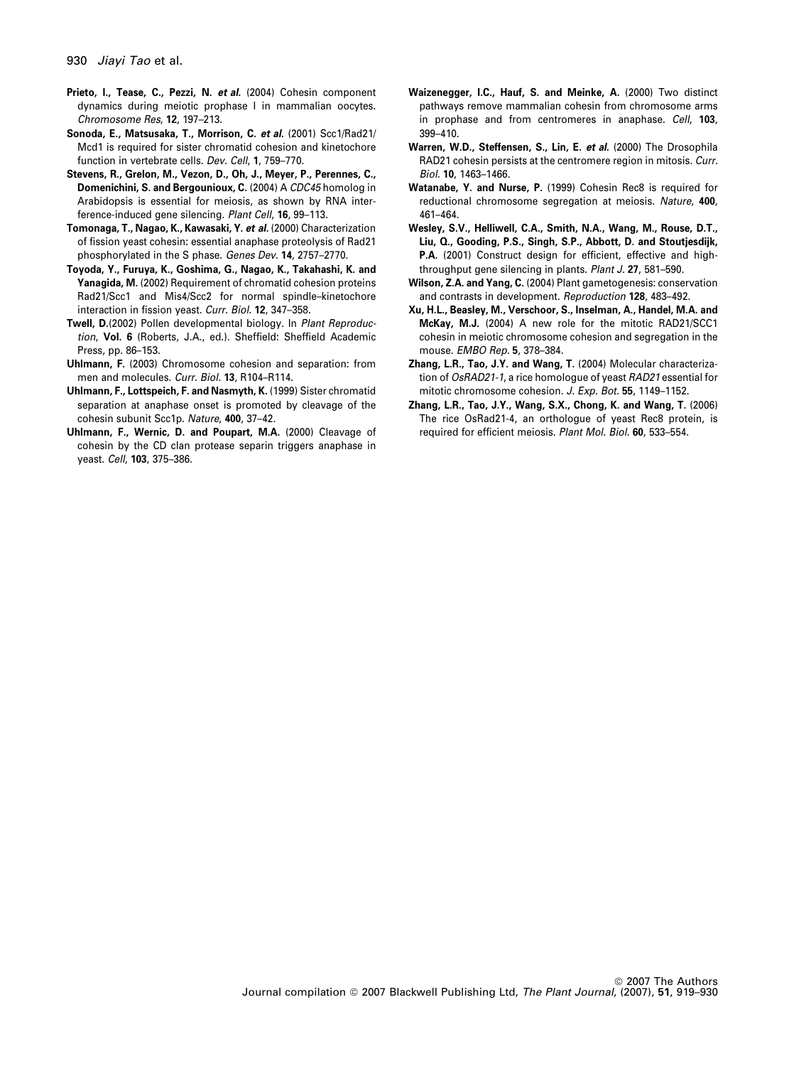**Prieto, I., Tease, C., Pezzi, N.** ***et al.*** (2004) Cohesin component dynamics during meiotic prophase I in mammalian oocytes. *Chromosome Res*, **12**, 197–213.

**Sonoda, E., Matsusaka, T., Morrison, C.** ***et al.*** (2001) Scc1/Rad21/Mcd1 is required for sister chromatid cohesion and kinetochore function in vertebrate cells. *Dev. Cell*, **1**, 759–770.

**Stevens, R., Grelon, M., Vezon, D., Oh, J., Meyer, P., Perennes, C., Domenichini, S. and Bergounioux, C.** (2004) A *CDC45* homolog in Arabidopsis is essential for meiosis, as shown by RNA interference-induced gene silencing. *Plant Cell*, **16**, 99–113.

**Tomonaga, T., Nagao, K., Kawasaki, Y.** ***et al.*** (2000) Characterization of fission yeast cohesin: essential anaphase proteolysis of Rad21 phosphorylated in the S phase. *Genes Dev.* **14**, 2757–2770.

**Toyoda, Y., Furuya, K., Goshima, G., Nagao, K., Takahashi, K. and Yanagida, M.** (2002) Requirement of chromatid cohesion proteins Rad21/Scc1 and Mis4/Scc2 for normal spindle–kinetochore interaction in fission yeast. *Curr. Biol.* **12**, 347–358.

**Twell, D.**(2002) Pollen developmental biology. In *Plant Reproduction*, **Vol. 6** (Roberts, J.A., ed.). Sheffield: Sheffield Academic Press, pp. 86–153.

**Uhlmann, F.** (2003) Chromosome cohesion and separation: from men and molecules. *Curr. Biol.* **13**, R104–R114.

**Uhlmann, F., Lottspeich, F. and Nasmyth, K.** (1999) Sister chromatid separation at anaphase onset is promoted by cleavage of the cohesin subunit Scc1p. *Nature*, **400**, 37–42.

**Uhlmann, F., Wernic, D. and Poupart, M.A.** (2000) Cleavage of cohesin by the CD clan protease separin triggers anaphase in yeast. *Cell*, **103**, 375–386.

**Waizenegger, I.C., Hauf, S. and Meinke, A.** (2000) Two distinct pathways remove mammalian cohesin from chromosome arms in prophase and from centromeres in anaphase. *Cell*, **103**, 399–410.

**Warren, W.D., Steffensen, S., Lin, E.** ***et al.*** (2000) The Drosophila RAD21 cohesin persists at the centromere region in mitosis. *Curr. Biol.* **10**, 1463–1466.

**Watanabe, Y. and Nurse, P.** (1999) Cohesin Rec8 is required for reductional chromosome segregation at meiosis. *Nature*, **400**, 461–464.

**Wesley, S.V., Helliwell, C.A., Smith, N.A., Wang, M., Rouse, D.T., Liu, Q., Gooding, P.S., Singh, S.P., Abbott, D. and Stoutjesdijk, P.A.** (2001) Construct design for efficient, effective and high-throughput gene silencing in plants. *Plant J.* **27**, 581–590.

**Wilson, Z.A. and Yang, C.** (2004) Plant gametogenesis: conservation and contrasts in development. *Reproduction* **128**, 483–492.

**Xu, H.L., Beasley, M., Verschoor, S., Inselman, A., Handel, M.A. and McKay, M.J.** (2004) A new role for the mitotic RAD21/SCC1 cohesin in meiotic chromosome cohesion and segregation in the mouse. *EMBO Rep.* **5**, 378–384.

**Zhang, L.R., Tao, J.Y. and Wang, T.** (2004) Molecular characterization of *OsRAD21-1*, a rice homologue of yeast *RAD21* essential for mitotic chromosome cohesion. *J. Exp. Bot.* **55**, 1149–1152.

**Zhang, L.R., Tao, J.Y., Wang, S.X., Chong, K. and Wang, T.** (2006) The rice OsRad21-4, an orthologue of yeast Rec8 protein, is required for efficient meiosis. *Plant Mol. Biol.* **60**, 533–554.